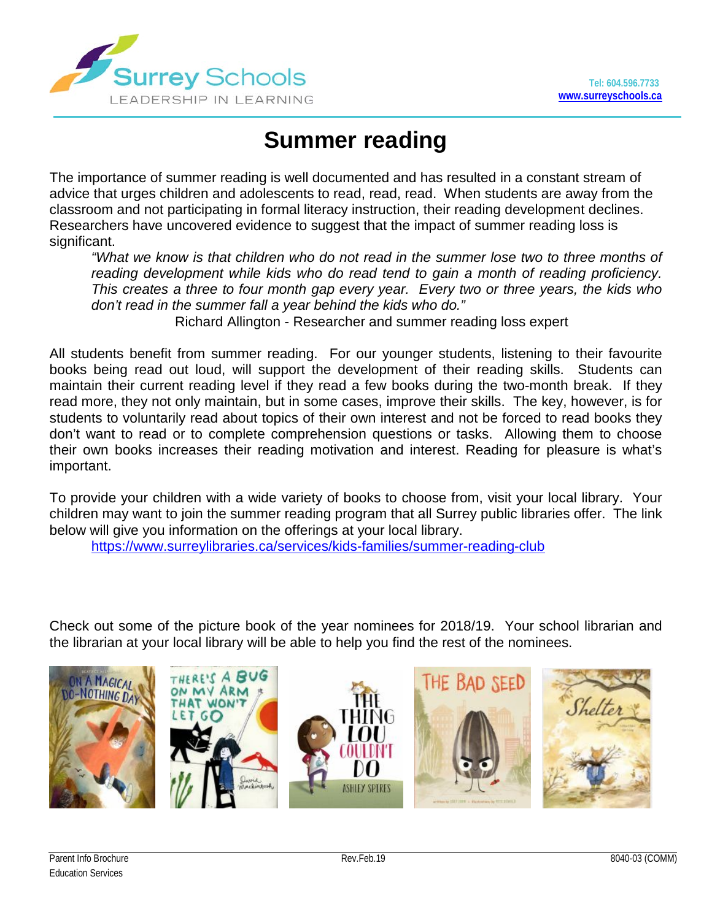Surrey Schools
LEADERSHIP IN LEARNING

Tel: 604.596.7733
www.surreyschools.ca

# Summer reading

The importance of summer reading is well documented and has resulted in a constant stream of advice that urges children and adolescents to read, read, read. When students are away from the classroom and not participating in formal literacy instruction, their reading development declines. Researchers have uncovered evidence to suggest that the impact of summer reading loss is significant.

> *"What we know is that children who do not read in the summer lose two to three months of reading development while kids who do read tend to gain a month of reading proficiency. This creates a three to four month gap every year. Every two or three years, the kids who don't read in the summer fall a year behind the kids who do."*
>
> Richard Allington - Researcher and summer reading loss expert

All students benefit from summer reading. For our younger students, listening to their favourite books being read out loud, will support the development of their reading skills. Students can maintain their current reading level if they read a few books during the two-month break. If they read more, they not only maintain, but in some cases, improve their skills. The key, however, is for students to voluntarily read about topics of their own interest and not be forced to read books they don't want to read or to complete comprehension questions or tasks. Allowing them to choose their own books increases their reading motivation and interest. Reading for pleasure is what's important.

To provide your children with a wide variety of books to choose from, visit your local library. Your children may want to join the summer reading program that all Surrey public libraries offer. The link below will give you information on the offerings at your local library.

https://www.surreylibraries.ca/services/kids-families/summer-reading-club

Check out some of the picture book of the year nominees for 2018/19. Your school librarian and the librarian at your local library will be able to help you find the rest of the nominees.

Parent Info Brochure
Education Services

Rev.Feb.19

8040-03 (COMM)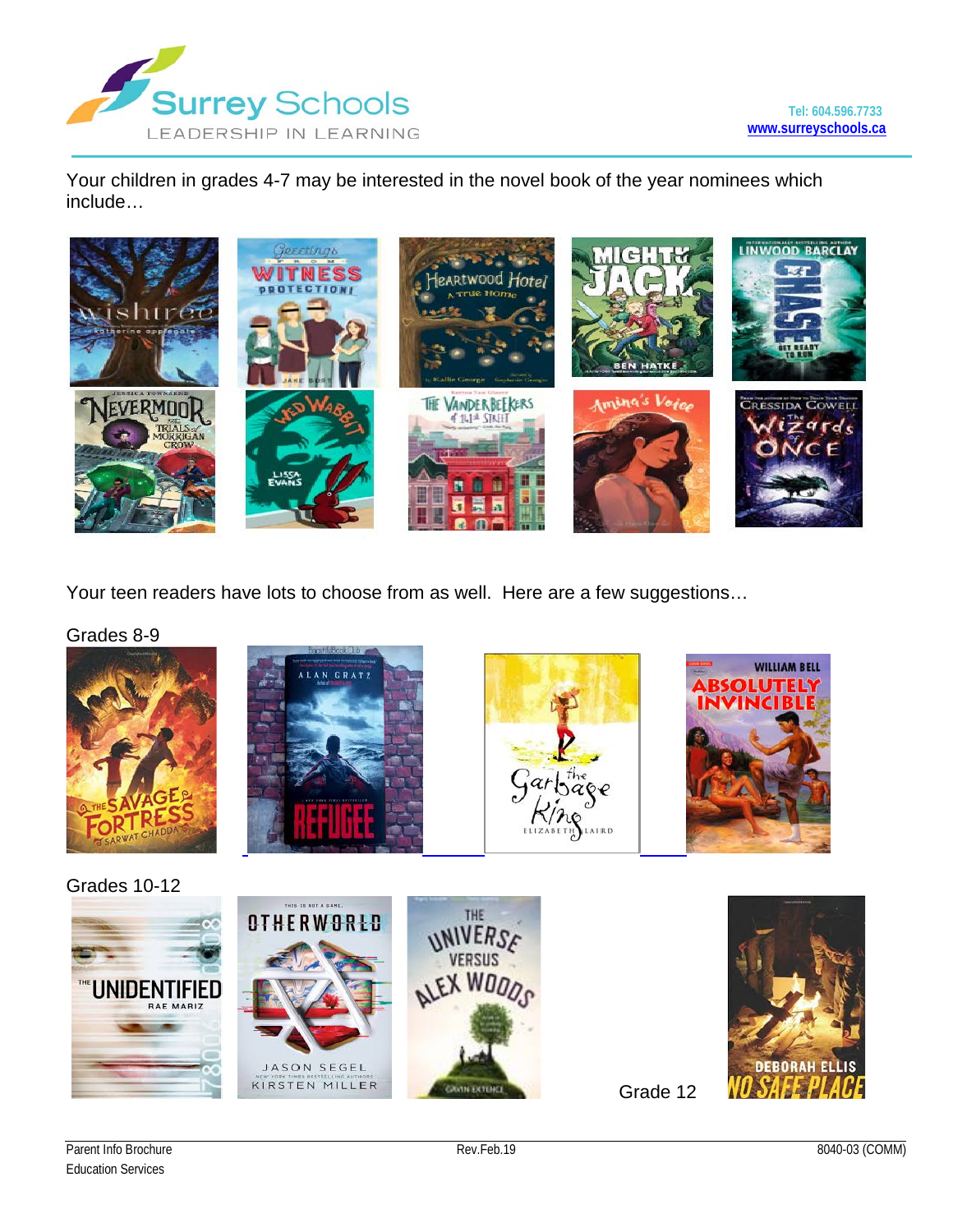Your children in grades 4-7 may be interested in the novel book of the year nominees which include…

Your teen readers have lots to choose from as well. Here are a few suggestions…

Grades 8-9

Grades 10-12

Grade 12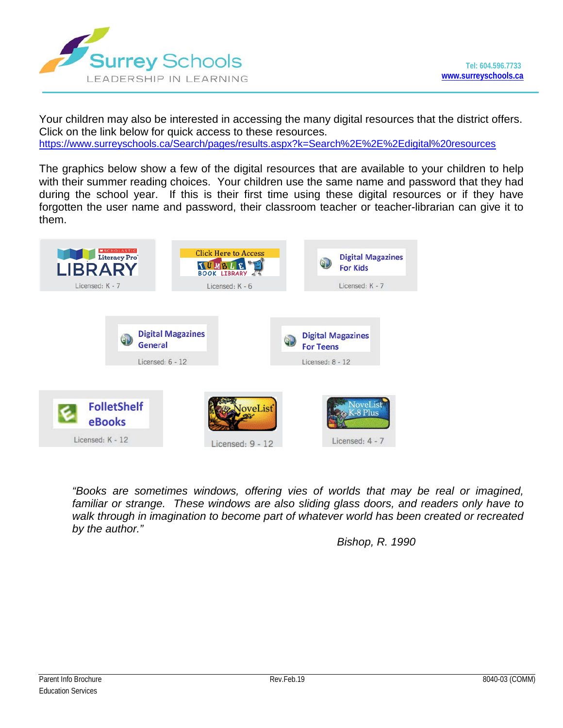Your children may also be interested in accessing the many digital resources that the district offers. Click on the link below for quick access to these resources.
https://www.surreyschools.ca/Search/pages/results.aspx?k=Search%2E%2E%2Edigital%20resources

The graphics below show a few of the digital resources that are available to your children to help with their summer reading choices. Your children use the same name and password that they had during the school year. If this is their first time using these digital resources or if they have forgotten the user name and password, their classroom teacher or teacher-librarian can give it to them.

Scholastic Literacy Pro LIBRARY
Licensed: K - 7

Click Here to Access TumbleBook Library
Licensed: K - 6

Digital Magazines For Kids
Licensed: K - 7

Digital Magazines General
Licensed: 6 - 12

Digital Magazines For Teens
Licensed: 8 - 12

FolletShelf eBooks
Licensed: K - 12

NoveList
Licensed: 9 - 12

NoveList K-8 Plus
Licensed: 4 - 7

*"Books are sometimes windows, offering vies of worlds that may be real or imagined, familiar or strange. These windows are also sliding glass doors, and readers only have to walk through in imagination to become part of whatever world has been created or recreated by the author."*

*Bishop, R. 1990*